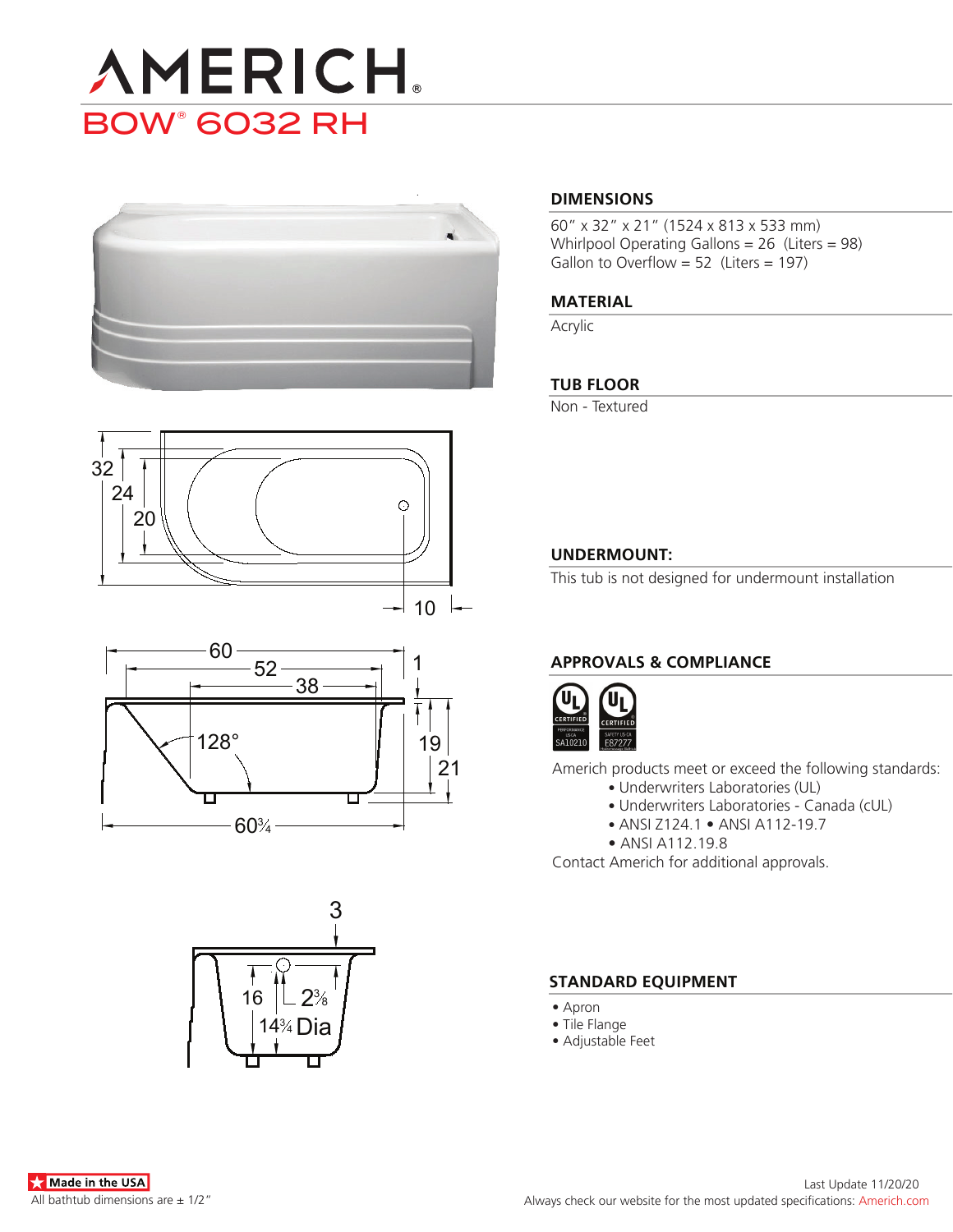# AMERICH

## BOW® 6032 RH

### DIMENSIONS

60" x 32" x 21" (1524 x 813 x 533 mm)
Whirlpool Operating Gallons = 26 (Liters = 98)
Gallon to Overflow = 52 (Liters = 197)

### MATERIAL

Acrylic

### TUB FLOOR

Non - Textured

### UNDERMOUNT:

This tub is not designed for undermount installation

### APPROVALS & COMPLIANCE

Americh products meet or exceed the following standards:

- Underwriters Laboratories (UL)
- Underwriters Laboratories - Canada (cUL)
- ANSI Z124.1 • ANSI A112-19.7
- ANSI A112.19.8

Contact Americh for additional approvals.

### STANDARD EQUIPMENT

- Apron
- Tile Flange
- Adjustable Feet

Made in the USA

All bathtub dimensions are ± 1/2"

Last Update 11/20/20

Always check our website for the most updated specifications: Americh.com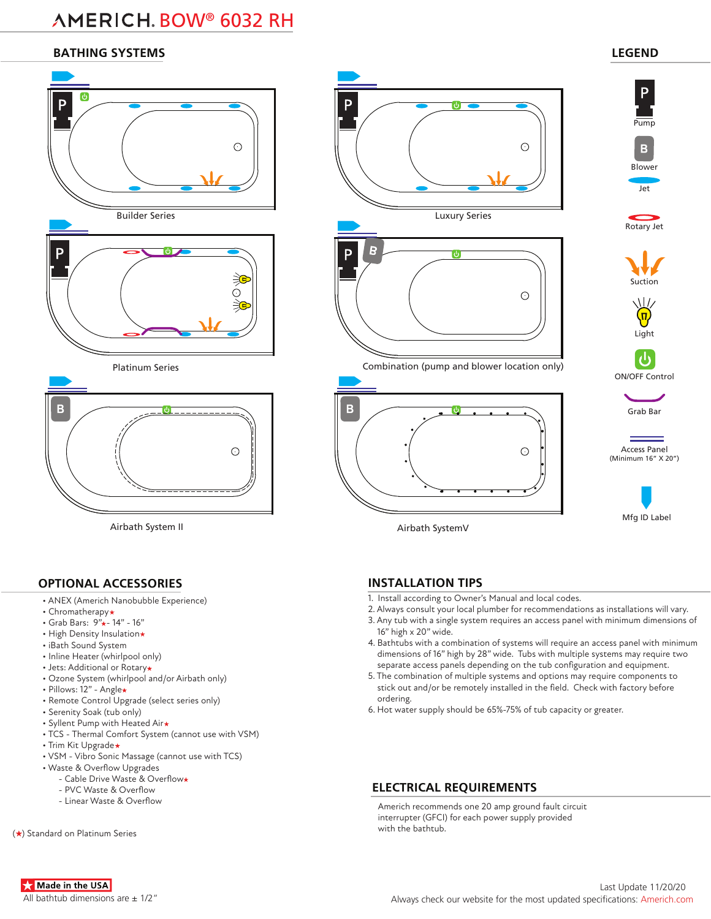# AMERICH. BOW® 6032 RH

## BATHING SYSTEMS

P

Builder Series

P

Luxury Series

P

Platinum Series

P B

Combination (pump and blower location only)

B

Airbath System II

B

Airbath SystemV

## LEGEND

Pump

Blower

Jet

Rotary Jet

Suction

Light

ON/OFF Control

Grab Bar

Access Panel
(Minimum 16" X 20")

Mfg ID Label

## OPTIONAL ACCESSORIES

- ANEX (Americh Nanobubble Experience)
- Chromatherapy★
- Grab Bars: 9"★- 14" - 16"
- High Density Insulation★
- iBath Sound System
- Inline Heater (whirlpool only)
- Jets: Additional or Rotary★
- Ozone System (whirlpool and/or Airbath only)
- Pillows: 12" - Angle★
- Remote Control Upgrade (select series only)
- Serenity Soak (tub only)
- Syllent Pump with Heated Air★
- TCS - Thermal Comfort System (cannot use with VSM)
- Trim Kit Upgrade★
- VSM - Vibro Sonic Massage (cannot use with TCS)
- Waste & Overflow Upgrades
  - Cable Drive Waste & Overflow★
  - PVC Waste & Overflow
  - Linear Waste & Overflow

(★) Standard on Platinum Series

## INSTALLATION TIPS

1. Install according to Owner's Manual and local codes.
2. Always consult your local plumber for recommendations as installations will vary.
3. Any tub with a single system requires an access panel with minimum dimensions of 16" high x 20" wide.
4. Bathtubs with a combination of systems will require an access panel with minimum dimensions of 16" high by 28" wide. Tubs with multiple systems may require two separate access panels depending on the tub configuration and equipment.
5. The combination of multiple systems and options may require components to stick out and/or be remotely installed in the field. Check with factory before ordering.
6. Hot water supply should be 65%-75% of tub capacity or greater.

## ELECTRICAL REQUIREMENTS

Americh recommends one 20 amp ground fault circuit interrupter (GFCI) for each power supply provided with the bathtub.

★ Made in the USA

All bathtub dimensions are ± 1/2"

Last Update 11/20/20

Always check our website for the most updated specifications: Americh.com